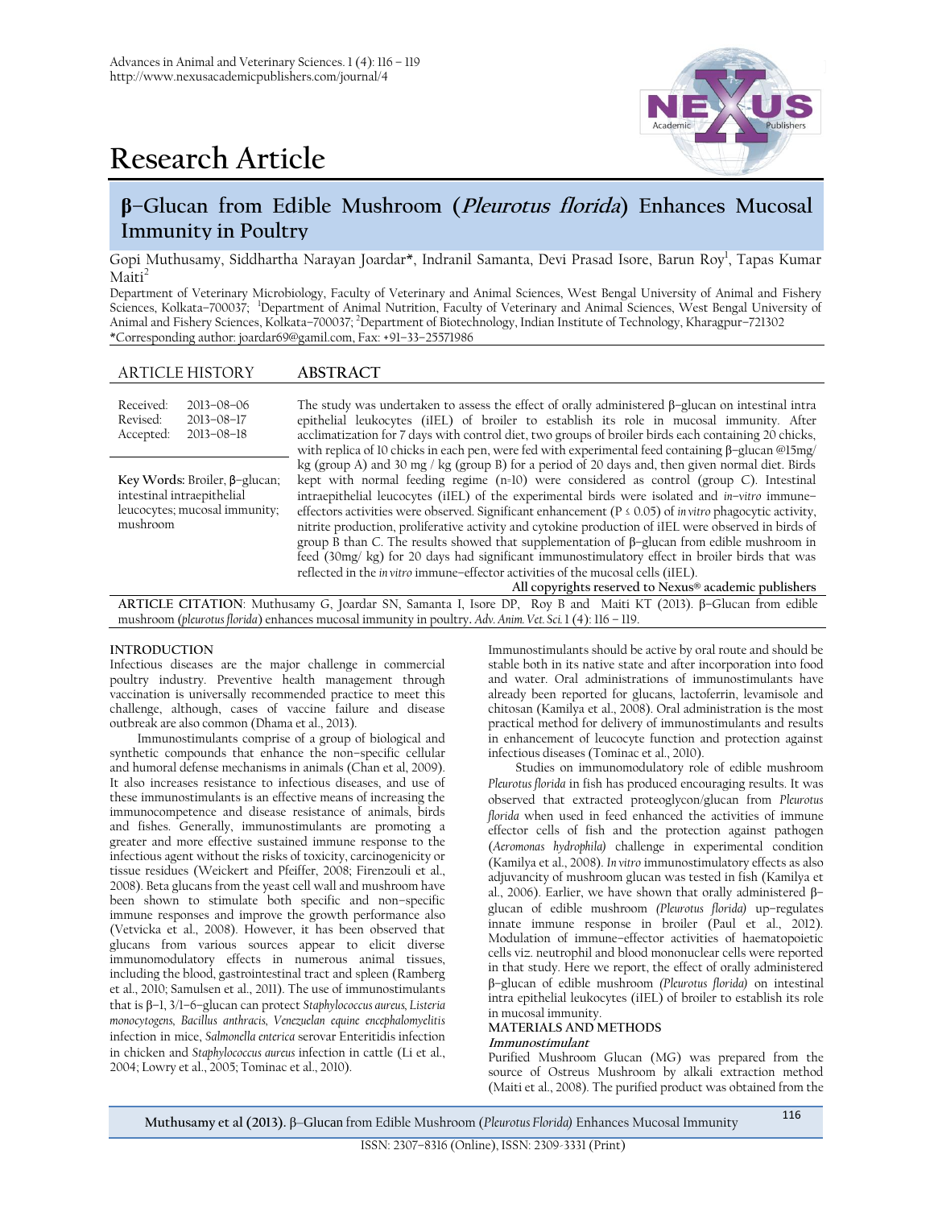# Research Article

## β–Glucan from Edible Mushroom (*Pleurotus florida*) Enhances Mucosal Immunity in Poultry

Gopi Muthusamy, Siddhartha Narayan Joardar*, Indranil Samanta, Devi Prasad Isore, Barun Roy[1], Tapas Kumar Maiti[2]

Department of Veterinary Microbiology, Faculty of Veterinary and Animal Sciences, West Bengal University of Animal and Fishery Sciences, Kolkata–700037; [1]Department of Animal Nutrition, Faculty of Veterinary and Animal Sciences, West Bengal University of Animal and Fishery Sciences, Kolkata–700037; [2]Department of Biotechnology, Indian Institute of Technology, Kharagpur–721302
*Corresponding author: joardar69@gamil.com, Fax: +91–33–25571986

**ARTICLE HISTORY**

Received: 2013–08–06
Revised: 2013–08–17
Accepted: 2013–08–18

**Key Words:** Broiler, β–glucan; intestinal intraepithelial leucocytes; mucosal immunity; mushroom

**ABSTRACT**

The study was undertaken to assess the effect of orally administered β–glucan on intestinal intra epithelial leukocytes (iIEL) of broiler to establish its role in mucosal immunity. After acclimatization for 7 days with control diet, two groups of broiler birds each containing 20 chicks, with replica of 10 chicks in each pen, were fed with experimental feed containing β–glucan @15mg/ kg (group A) and 30 mg / kg (group B) for a period of 20 days and, then given normal diet. Birds kept with normal feeding regime (n=10) were considered as control (group C). Intestinal intraepithelial leucocytes (iIEL) of the experimental birds were isolated and *in–vitro* immune–effectors activities were observed. Significant enhancement ($P \le 0.05$) of *in vitro* phagocytic activity, nitrite production, proliferative activity and cytokine production of iIEL were observed in birds of group B than C. The results showed that supplementation of β–glucan from edible mushroom in feed (30mg/ kg) for 20 days had significant immunostimulatory effect in broiler birds that was reflected in the *in vitro* immune–effector activities of the mucosal cells (iIEL).

All copyrights reserved to Nexus® academic publishers

**ARTICLE CITATION**: Muthusamy G, Joardar SN, Samanta I, Isore DP, Roy B and Maiti KT (2013). β–Glucan from edible mushroom (*pleurotus florida*) enhances mucosal immunity in poultry. *Adv. Anim. Vet. Sci.* 1 (4): 116 – 119.

## INTRODUCTION

Infectious diseases are the major challenge in commercial poultry industry. Preventive health management through vaccination is universally recommended practice to meet this challenge, although, cases of vaccine failure and disease outbreak are also common (Dhama et al., 2013).

Immunostimulants comprise of a group of biological and synthetic compounds that enhance the non–specific cellular and humoral defense mechanisms in animals (Chan et al, 2009). It also increases resistance to infectious diseases, and use of these immunostimulants is an effective means of increasing the immunocompetence and disease resistance of animals, birds and fishes. Generally, immunostimulants are promoting a greater and more effective sustained immune response to the infectious agent without the risks of toxicity, carcinogenicity or tissue residues (Weickert and Pfeiffer, 2008; Firenzouli et al., 2008). Beta glucans from the yeast cell wall and mushroom have been shown to stimulate both specific and non–specific immune responses and improve the growth performance also (Vetvicka et al., 2008). However, it has been observed that glucans from various sources appear to elicit diverse immunomodulatory effects in numerous animal tissues, including the blood, gastrointestinal tract and spleen (Ramberg et al., 2010; Samulsen et al., 2011). The use of immunostimulants that is β–1, 3/1–6–glucan can protect *Staphylococcus aureus, Listeria monocytogens, Bacillus anthracis, Venezuelan equine encephalomyelitis* infection in mice, *Salmonella enterica* serovar Enteritidis infection in chicken and *Staphylococcus aureus* infection in cattle (Li et al., 2004; Lowry et al., 2005; Tominac et al., 2010).

Immunostimulants should be active by oral route and should be stable both in its native state and after incorporation into food and water. Oral administrations of immunostimulants have already been reported for glucans, lactoferrin, levamisole and chitosan (Kamilya et al., 2008). Oral administration is the most practical method for delivery of immunostimulants and results in enhancement of leucocyte function and protection against infectious diseases (Tominac et al., 2010).

Studies on immunomodulatory role of edible mushroom *Pleurotus florida* in fish has produced encouraging results. It was observed that extracted proteoglycon/glucan from *Pleurotus florida* when used in feed enhanced the activities of immune effector cells of fish and the protection against pathogen (*Aeromonas hydrophila)* challenge in experimental condition (Kamilya et al., 2008). *In vitro* immunostimulatory effects as also adjuvancity of mushroom glucan was tested in fish (Kamilya et al., 2006). Earlier, we have shown that orally administered β–glucan of edible mushroom *(Pleurotus florida)* up–regulates innate immune response in broiler (Paul et al., 2012). Modulation of immune–effector activities of haematopoietic cells viz. neutrophil and blood mononuclear cells were reported in that study. Here we report, the effect of orally administered β–glucan of edible mushroom *(Pleurotus florida)* on intestinal intra epithelial leukocytes (iIEL) of broiler to establish its role in mucosal immunity.

## MATERIALS AND METHODS

### *Immunostimulant*

Purified Mushroom Glucan (MG) was prepared from the source of Ostreus Mushroom by alkali extraction method (Maiti et al., 2008). The purified product was obtained from the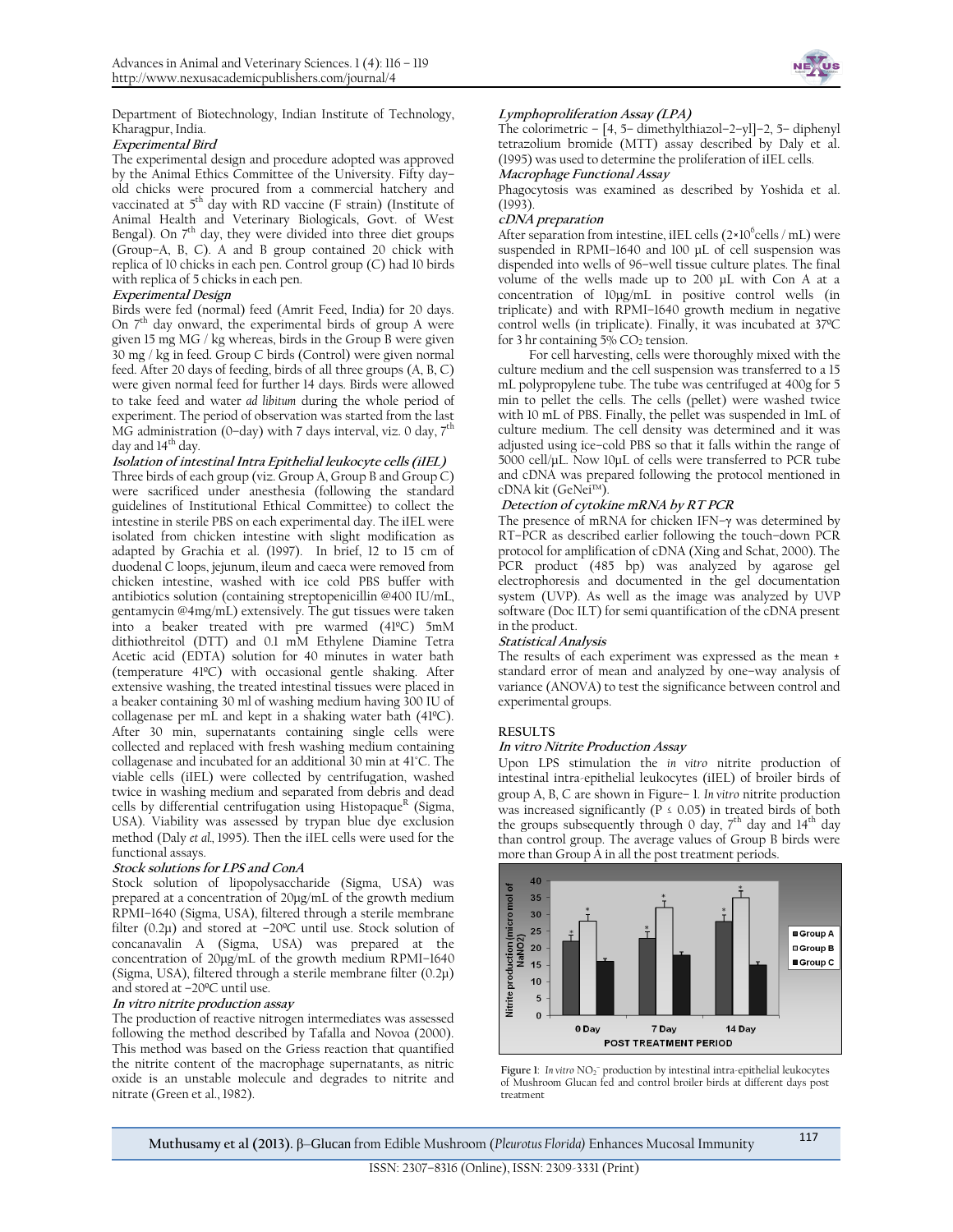Department of Biotechnology, Indian Institute of Technology, Kharagpur, India.

### Experimental Bird

The experimental design and procedure adopted was approved by the Animal Ethics Committee of the University. Fifty day–old chicks were procured from a commercial hatchery and vaccinated at 5[th] day with RD vaccine (F strain) (Institute of Animal Health and Veterinary Biologicals, Govt. of West Bengal). On 7[th] day, they were divided into three diet groups (Group–A, B, C). A and B group contained 20 chick with replica of 10 chicks in each pen. Control group (C) had 10 birds with replica of 5 chicks in each pen.

### Experimental Design

Birds were fed (normal) feed (Amrit Feed, India) for 20 days. On 7[th] day onward, the experimental birds of group A were given 15 mg MG / kg whereas, birds in the Group B were given 30 mg / kg in feed. Group C birds (Control) were given normal feed. After 20 days of feeding, birds of all three groups (A, B, C) were given normal feed for further 14 days. Birds were allowed to take feed and water *ad libitum* during the whole period of experiment. The period of observation was started from the last MG administration (0–day) with 7 days interval, viz. 0 day, 7[th] day and 14[th] day.

### Isolation of intestinal Intra Epithelial leukocyte cells (iIEL)

Three birds of each group (viz. Group A, Group B and Group C) were sacrificed under anesthesia (following the standard guidelines of Institutional Ethical Committee) to collect the intestine in sterile PBS on each experimental day. The iIEL were isolated from chicken intestine with slight modification as adapted by Grachia et al. (1997). In brief, 12 to 15 cm of duodenal C loops, jejunum, ileum and caeca were removed from chicken intestine, washed with ice cold PBS buffer with antibiotics solution (containing streptopenicillin @400 IU/mL, gentamycin @4mg/mL) extensively. The gut tissues were taken into a beaker treated with pre warmed (41ºC) 5mM dithiothreitol (DTT) and 0.1 mM Ethylene Diamine Tetra Acetic acid (EDTA) solution for 40 minutes in water bath (temperature 41ºC) with occasional gentle shaking. After extensive washing, the treated intestinal tissues were placed in a beaker containing 30 ml of washing medium having 300 IU of collagenase per mL and kept in a shaking water bath (41ºC). After 30 min, supernatants containing single cells were collected and replaced with fresh washing medium containing collagenase and incubated for an additional 30 min at 41°C. The viable cells (iIEL) were collected by centrifugation, washed twice in washing medium and separated from debris and dead cells by differential centrifugation using Histopaque[R] (Sigma, USA). Viability was assessed by trypan blue dye exclusion method (Daly *et al*., 1995). Then the iIEL cells were used for the functional assays.

### Stock solutions for LPS and ConA

Stock solution of lipopolysaccharide (Sigma, USA) was prepared at a concentration of 20µg/mL of the growth medium RPMI–1640 (Sigma, USA), filtered through a sterile membrane filter (0.2µ) and stored at −20ºC until use. Stock solution of concanavalin A (Sigma, USA) was prepared at the concentration of 20µg/mL of the growth medium RPMI–1640 (Sigma, USA), filtered through a sterile membrane filter (0.2µ) and stored at −20ºC until use.

### In vitro nitrite production assay

The production of reactive nitrogen intermediates was assessed following the method described by Tafalla and Novoa (2000). This method was based on the Griess reaction that quantified the nitrite content of the macrophage supernatants, as nitric oxide is an unstable molecule and degrades to nitrite and nitrate (Green et al., 1982).

### Lymphoproliferation Assay (LPA)

The colorimetric – [4, 5– dimethylthiazol–2–yl]–2, 5– diphenyl tetrazolium bromide (MTT) assay described by Daly et al. (1995) was used to determine the proliferation of iIEL cells.

### Macrophage Functional Assay

Phagocytosis was examined as described by Yoshida et al. (1993).

### cDNA preparation

After separation from intestine, iIEL cells ($2\times10^6$ cells / mL) were suspended in RPMI–1640 and 100 µL of cell suspension was dispended into wells of 96–well tissue culture plates. The final volume of the wells made up to 200 µL with Con A at a concentration of 10µg/mL in positive control wells (in triplicate) and with RPMI–1640 growth medium in negative control wells (in triplicate). Finally, it was incubated at 37ºC for 3 hr containing 5% $CO_2$ tension.

For cell harvesting, cells were thoroughly mixed with the culture medium and the cell suspension was transferred to a 15 mL polypropylene tube. The tube was centrifuged at 400g for 5 min to pellet the cells. The cells (pellet) were washed twice with 10 mL of PBS. Finally, the pellet was suspended in 1mL of culture medium. The cell density was determined and it was adjusted using ice–cold PBS so that it falls within the range of 5000 cell/µL. Now 10µL of cells were transferred to PCR tube and cDNA was prepared following the protocol mentioned in cDNA kit (GeNei™).

### Detection of cytokine mRNA by RT PCR

The presence of mRNA for chicken IFN–γ was determined by RT–PCR as described earlier following the touch–down PCR protocol for amplification of cDNA (Xing and Schat, 2000). The PCR product (485 bp) was analyzed by agarose gel electrophoresis and documented in the gel documentation system (UVP). As well as the image was analyzed by UVP software (Doc ILT) for semi quantification of the cDNA present in the product.

### Statistical Analysis

The results of each experiment was expressed as the mean ± standard error of mean and analyzed by one–way analysis of variance (ANOVA) to test the significance between control and experimental groups.

## RESULTS

### In vitro Nitrite Production Assay

Upon LPS stimulation the *in vitro* nitrite production of intestinal intra-epithelial leukocytes (iIEL) of broiler birds of group A, B, C are shown in Figure– 1. *In vitro* nitrite production was increased significantly ($P \leq 0.05$) in treated birds of both the groups subsequently through 0 day, 7[th] day and 14[th] day than control group. The average values of Group B birds were more than Group A in all the post treatment periods.

**Figure 1**: *In vitro* $NO_2^-$ production by intestinal intra-epithelial leukocytes of Mushroom Glucan fed and control broiler birds at different days post treatment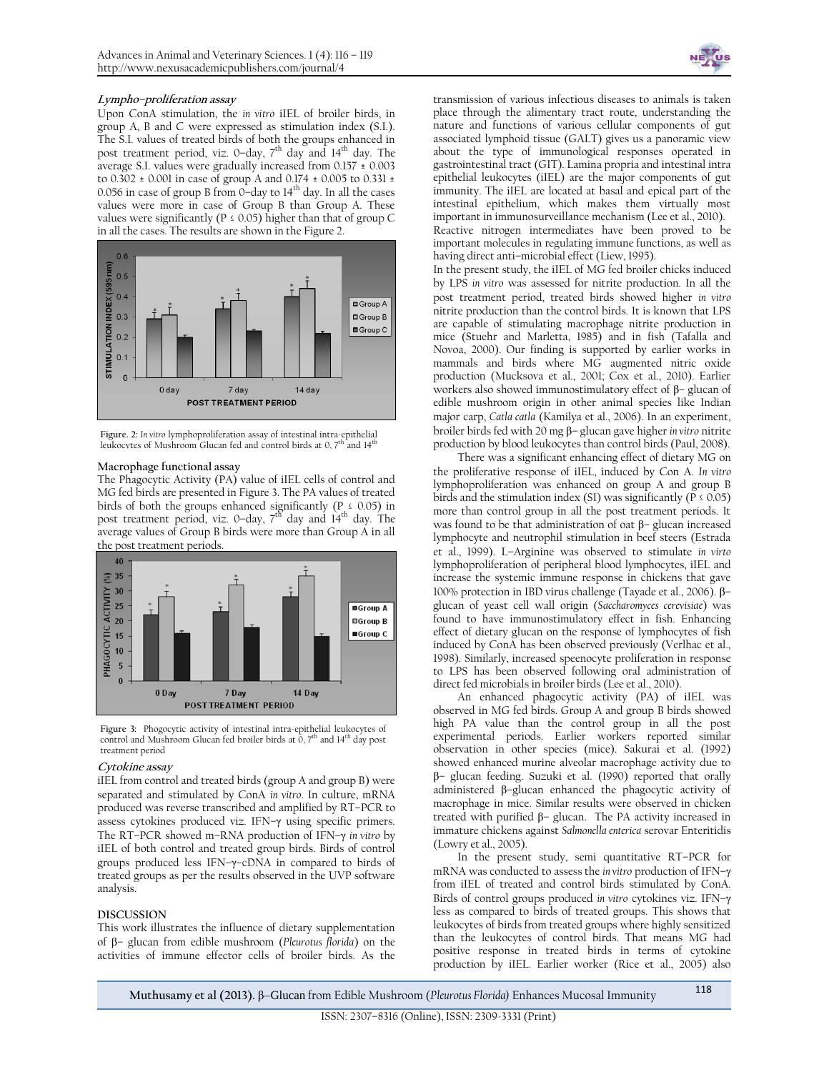**_Lympho–proliferation assay_**

Upon ConA stimulation, the *in vitro* iIEL of broiler birds, in group A, B and C were expressed as stimulation index (S.I.). The S.I. values of treated birds of both the groups enhanced in post treatment period, viz. 0–day, 7th day and 14th day. The average S.I. values were gradually increased from 0.157 ± 0.003 to 0.302 ± 0.001 in case of group A and 0.174 ± 0.005 to 0.331 ± 0.056 in case of group B from 0–day to 14th day. In all the cases values were more in case of Group B than Group A. These values were significantly ($P \leq 0.05$) higher than that of group C in all the cases. The results are shown in the Figure 2.

**Figure. 2:** *In vitro* lymphoproliferation assay of intestinal intra-epithelial leukocytes of Mushroom Glucan fed and control birds at 0, 7th and 14th

**Macrophage functional assay**

The Phagocytic Activity (PA) value of iIEL cells of control and MG fed birds are presented in Figure 3. The PA values of treated birds of both the groups enhanced significantly ($P \leq 0.05$) in post treatment period, viz. 0–day, 7th day and 14th day. The average values of Group B birds were more than Group A in all the post treatment periods.

**Figure 3:** Phagocytic activity of intestinal intra-epithelial leukocytes of control and Mushroom Glucan fed broiler birds at 0, 7th and 14th day post treatment period

**_Cytokine assay_**

iIEL from control and treated birds (group A and group B) were separated and stimulated by ConA *in vitro*. In culture, mRNA produced was reverse transcribed and amplified by RT–PCR to assess cytokines produced viz. IFN–γ using specific primers. The RT–PCR showed m–RNA production of IFN–γ *in vitro* by iIEL of both control and treated group birds. Birds of control groups produced less IFN–γ–cDNA in compared to birds of treated groups as per the results observed in the UVP software analysis.

**DISCUSSION**

This work illustrates the influence of dietary supplementation of β– glucan from edible mushroom (*Pleurotus florida*) on the activities of immune effector cells of broiler birds. As the transmission of various infectious diseases to animals is taken place through the alimentary tract route, understanding the nature and functions of various cellular components of gut associated lymphoid tissue (GALT) gives us a panoramic view about the type of immunological responses operated in gastrointestinal tract (GIT). Lamina propria and intestinal intra epithelial leukocytes (iIEL) are the major components of gut immunity. The iIEL are located at basal and epical part of the intestinal epithelium, which makes them virtually most important in immunosurveillance mechanism (Lee et al., 2010).

Reactive nitrogen intermediates have been proved to be important molecules in regulating immune functions, as well as having direct anti–microbial effect (Liew, 1995).

In the present study, the iIEL of MG fed broiler chicks induced by LPS *in vitro* was assessed for nitrite production. In all the post treatment period, treated birds showed higher *in vitro* nitrite production than the control birds. It is known that LPS are capable of stimulating macrophage nitrite production in mice (Stuehr and Marletta, 1985) and in fish (Tafalla and Novoa, 2000). Our finding is supported by earlier works in mammals and birds where MG augmented nitric oxide production (Mucksova et al., 2001; Cox et al., 2010). Earlier workers also showed immunostimulatory effect of β– glucan of edible mushroom origin in other animal species like Indian major carp, *Catla catla* (Kamilya et al., 2006). In an experiment, broiler birds fed with 20 mg β– glucan gave higher *in vitro* nitrite production by blood leukocytes than control birds (Paul, 2008).

There was a significant enhancing effect of dietary MG on the proliferative response of iIEL, induced by Con A. *In vitro* lymphoproliferation was enhanced on group A and group B birds and the stimulation index (SI) was significantly ($P \leq 0.05$) more than control group in all the post treatment periods. It was found to be that administration of oat β– glucan increased lymphocyte and neutrophil stimulation in beef steers (Estrada et al., 1999). L–Arginine was observed to stimulate *in virto* lymphoproliferation of peripheral blood lymphocytes, iIEL and increase the systemic immune response in chickens that gave 100% protection in IBD virus challenge (Tayade et al., 2006). β–glucan of yeast cell wall origin (*Saccharomyces cerevisiae*) was found to have immunostimulatory effect in fish. Enhancing effect of dietary glucan on the response of lymphocytes of fish induced by ConA has been observed previously (Verlhac et al., 1998). Similarly, increased speenocyte proliferation in response to LPS has been observed following oral administration of direct fed microbials in broiler birds (Lee et al., 2010).

An enhanced phagocytic activity (PA) of iIEL was observed in MG fed birds. Group A and group B birds showed high PA value than the control group in all the post experimental periods. Earlier workers reported similar observation in other species (mice). Sakurai et al. (1992) showed enhanced murine alveolar macrophage activity due to β– glucan feeding. Suzuki et al. (1990) reported that orally administered β–glucan enhanced the phagocytic activity of macrophage in mice. Similar results were observed in chicken treated with purified β– glucan. The PA activity increased in immature chickens against *Salmonella enterica* serovar Enteritidis (Lowry et al., 2005).

In the present study, semi quantitative RT–PCR for mRNA was conducted to assess the *in vitro* production of IFN–γ from iIEL of treated and control birds stimulated by ConA. Birds of control groups produced *in vitro* cytokines viz. IFN–γ less as compared to birds of treated groups. This shows that leukocytes of birds from treated groups where highly sensitized than the leukocytes of control birds. That means MG had positive response in treated birds in terms of cytokine production by iIEL. Earlier worker (Rice et al., 2005) also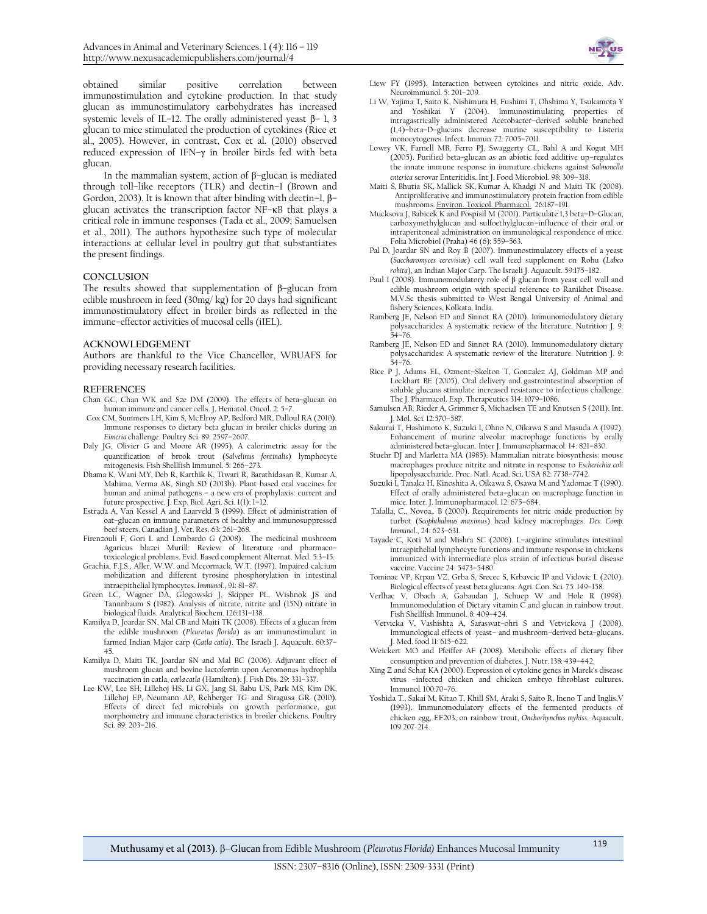obtained similar positive correlation between immunostimulation and cytokine production. In that study glucan as immunostimulatory carbohydrates has increased systemic levels of IL–12. The orally administered yeast β– 1, 3 glucan to mice stimulated the production of cytokines (Rice et al., 2005). However, in contrast, Cox et al. (2010) observed reduced expression of IFN–γ in broiler birds fed with beta glucan.

In the mammalian system, action of β–glucan is mediated through toll–like receptors (TLR) and dectin–1 (Brown and Gordon, 2003). It is known that after binding with dectin–1, β–glucan activates the transcription factor NF–κB that plays a critical role in immune responses (Tada et al., 2009; Samuelsen et al., 2011). The authors hypothesize such type of molecular interactions at cellular level in poultry gut that substantiates the present findings.

## CONCLUSION

The results showed that supplementation of β–glucan from edible mushroom in feed (30mg/ kg) for 20 days had significant immunostimulatory effect in broiler birds as reflected in the immune–effector activities of mucosal cells (iIEL).

## ACKNOWLEDGEMENT

Authors are thankful to the Vice Chancellor, WBUAFS for providing necessary research facilities.

## REFERENCES

Chan GC, Chan WK and Sze DM (2009). The effects of beta–glucan on human immune and cancer cells. J. Hematol. Oncol. 2: 5–7.

Cox CM, Summers LH, Kim S, McElroy AP, Bedford MR, Dalloul RA (2010). Immune responses to dietary beta glucan in broiler chicks during an *Eimeria* challenge. Poultry Sci. 89: 2597–2607.

Daly JG, Olivier G and Moore AR (1995). A calorimetric assay for the quantification of brook trout (*Salvelinus fontinalis*) lymphocyte mitogenesis. Fish Shellfish Immunol. 5: 266–273.

Dhama K, Wani MY, Deb R, Karthik K, Tiwari R, Barathidasan R, Kumar A, Mahima, Verma AK, Singh SD (2013b). Plant based oral vaccines for human and animal pathogens – a new era of prophylaxis: current and future prospective. J. Exp. Biol. Agri. Sci. 1(1): 1–12.

Estrada A, Van Kessel A and Laarveld B (1999). Effect of administration of oat–glucan on immune parameters of healthy and immunosuppressed beef steers. Canadian J. Vet. Res. 63: 261–268.

Firenzouli F, Gori L and Lombardo G (2008). The medicinal mushroom Agaricus blazei Murill: Review of literature and pharmaco–toxicological problems. Evid. Based complement Alternat. Med. 5:3–15.

Grachia, F.J.S., Aller, W.W. and Mccormack, W.T. (1997). Impaired calcium mobilization and different tyrosine phosphorylation in intestinal intraepithelial lymphocytes. *Immunol*., 91: 81–87.

Green LC, Wagner DA, Glogowski J, Skipper PL, Wishnok JS and Tannnbaum S (1982). Analysis of nitrate, nitrite and (15N) nitrate in biological fluids. Analytical Biochem. 126:131–138.

Kamilya D, Joardar SN, Mal CB and Maiti TK (2008). Effects of a glucan from the edible mushroom (*Pleurotus florida*) as an immunostimulant in farmed Indian Major carp (*Catla catla*). The Israeli J. Aquacult. 60:37–45.

Kamilya D, Maiti TK, Joardar SN and Mal BC (2006). Adjuvant effect of mushroom glucan and bovine lactoferrin upon Aeromonas hydrophila vaccination in catla, *catla catla* (Hamilton). J. Fish Dis. 29: 331–337.

Lee KW, Lee SH, Lillehoj HS, Li GX, Jang SI, Babu US, Park MS, Kim DK, Lillehoj EP, Neumann AP, Rehberger TG and Siragusa GR (2010). Effects of direct fed microbials on growth performance, gut morphometry and immune characteristics in broiler chickens. Poultry Sci. 89: 203–216.

Liew FY (1995). Interaction between cytokines and nitric oxide. Adv. Neuroimmunol. 5: 201–209.

Li W, Yajima T, Saito K, Nishimura H, Fushimi T, Ohshima Y, Tsukamota Y and Yoshikai Y (2004). Immunostimulating properties of intragastrically administered Acetobacter–derived soluble branched (1,4)–beta–D–glucans decrease murine susceptibility to Listeria monocytogenes. Infect. Immun. 72: 7005–7011.

Lowry VK, Farnell MB, Ferro PJ, Swaggerty CL, Bahl A and Kogut MH (2005). Purified beta–glucan as an abiotic feed additive up–regulates the innate immune response in immature chickens against *Salmonella enterica* serovar Enteritidis. Int J. Food Microbiol. 98: 309–318.

Maiti S, Bhutia SK, Mallick SK, Kumar A, Khadgi N and Maiti TK (2008). Antiproliferative and immunostimulatory protein fraction from edible mushrooms. Environ. Toxicol. Pharmacol. 26:187–191.

Mucksova J, Babicek K and Pospisil M (2001). Particulate 1,3 beta–D–Glucan, carboxymethylglucan and sulfoethylglucan–influence of their oral or intraperitoneal administration on immunological respondence of mice. Folia Microbiol (Praha) 46 (6): 559–563.

Pal D, Joardar SN and Roy B (2007). Immunostimulatory effects of a yeast (*Saccharomyces cerevisiae*) cell wall feed supplement on Rohu (*Labeo rohita*), an Indian Major Carp. The Israeli J. Aquacult. 59:175–182.

Paul I (2008). Immunomodulatory role of β glucan from yeast cell wall and edible mushroom origin with special reference to Ranikhet Disease. M.V.Sc thesis submitted to West Bengal University of Animal and fishery Sciences, Kolkata, India.

Ramberg JE, Nelson ED and Sinnot RA (2010). Immunomodulatory dietary polysaccharides: A systematic review of the literature. Nutrition J. 9: 54–76.

Ramberg JE, Nelson ED and Sinnot RA (2010). Immunomodulatory dietary polysaccharides: A systematic review of the literature. Nutrition J. 9: 54–76.

Rice P J, Adams EL, Ozment–Skelton T, Gonzalez AJ, Goldman MP and Lockhart BE (2005). Oral delivery and gastrointestinal absorption of soluble glucans stimulate increased resistance to infectious challenge. The J. Pharmacol. Exp. Therapeutics 314: 1079–1086.

Samulsen AB, Rieder A, Grimmer S, Michaelsen TE and Knutsen S (2011). Int. J. Mol. Sci. 12:570–587.

Sakurai T, Hashimoto K, Suzuki I, Ohno N, Oikawa S and Masuda A (1992). Enhancement of murine alveolar macrophage functions by orally administered beta–glucan. Inter J. Immunopharmacol. 14: 821–830.

Stuehr DJ and Marletta MA (1985). Mammalian nitrate biosynthesis: mouse macrophages produce nitrite and nitrate in response to *Escherichia coli* lipopolysaccharide. Proc. Natl. Acad. Sci. USA 82: 7738–7742.

Suzuki I, Tanaka H, Kinoshita A, Oikawa S, Osawa M and Yadomae T (1990). Effect of orally administered beta–glucan on macrophage function in mice. Inter. J. Immunopharmacol. 12: 675–684.

Tafalla, C., Novoa,. B (2000). Requirements for nitric oxide production by turbot (*Scophthalmus maximus*) head kidney macrophages. *Dev. Comp. Immunol*., 24: 623–631.

Tayade C, Koti M and Mishra SC (2006). L–arginine stimulates intestinal intraepithelial lymphocyte functions and immune response in chickens immunized with intermediate plus strain of infectious bursal disease vaccine. Vaccine 24: 5473–5480.

Tominac VP, Krpan VZ, Grba S, Srecec S, Krbavcic IP and Vidovic L (2010). Biological effects of yeast beta glucans. Agri. Con. Sci. 75: 149–158.

Verlhac V, Obach A, Gabaudan J, Schuep W and Hole R (1998). Immunomodulation of Dietary vitamin C and glucan in rainbow trout. Fish Shellfish Immunol. 8: 409–424.

Vetvicka V, Vashishta A, Saraswat–ohri S and Vetvickova J (2008). Immunological effects of yeast– and mushroom–derived beta–glucans. J. Med. food 11: 615–622.

Weickert MO and Pfeiffer AF (2008). Metabolic effects of dietary fiber consumption and prevention of diabetes. J. Nutr. 138: 439–442.

Xing Z and Schat KA (2000). Expression of cytokine genes in Marek's disease virus –infected chicken and chicken embryo fibroblast cultures. Immunol. 100:70–76.

Yoshida T., Sakai M, Kitao T, Khill SM, Araki S, Saito R, Ineno T and Inglis,V (1993). Immunomodulatory effects of the fermented products of chicken egg, EF203, on rainbow trout, *Onchorhynchus mykiss*. Aquacult. 109:207–214.